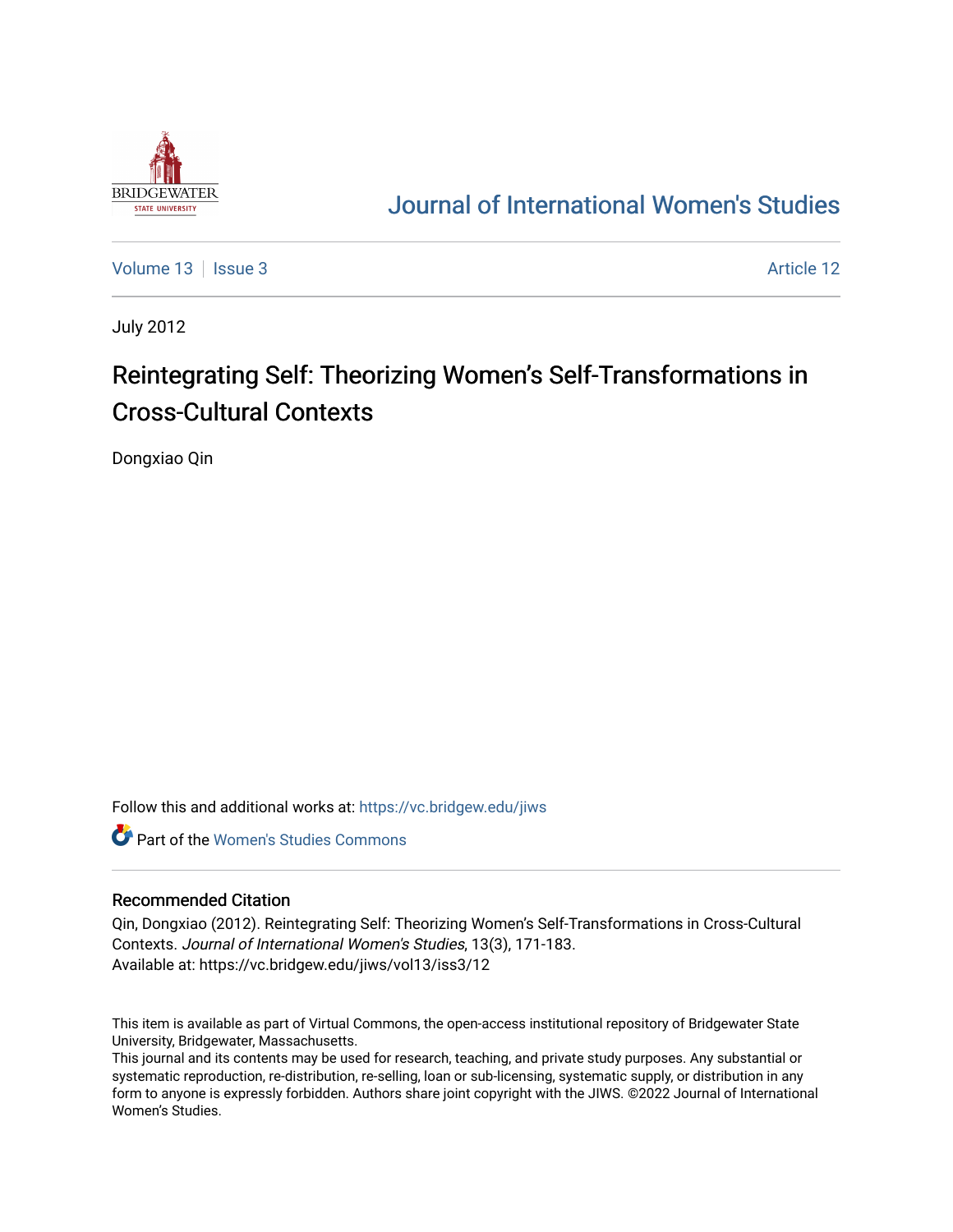# Journal of International Women's Studies

Volume 13 | Issue 3 Article 12

July 2012

## Reintegrating Self: Theorizing Women's Self-Transformations in Cross-Cultural Contexts

Dongxiao Qin

Follow this and additional works at: https://vc.bridgew.edu/jiws

Part of the Women's Studies Commons

### Recommended Citation

Qin, Dongxiao (2012). Reintegrating Self: Theorizing Women's Self-Transformations in Cross-Cultural Contexts. *Journal of International Women's Studies*, 13(3), 171-183.
Available at: https://vc.bridgew.edu/jiws/vol13/iss3/12

This item is available as part of Virtual Commons, the open-access institutional repository of Bridgewater State University, Bridgewater, Massachusetts.
This journal and its contents may be used for research, teaching, and private study purposes. Any substantial or systematic reproduction, re-distribution, re-selling, loan or sub-licensing, systematic supply, or distribution in any form to anyone is expressly forbidden. Authors share joint copyright with the JIWS. ©2022 Journal of International Women's Studies.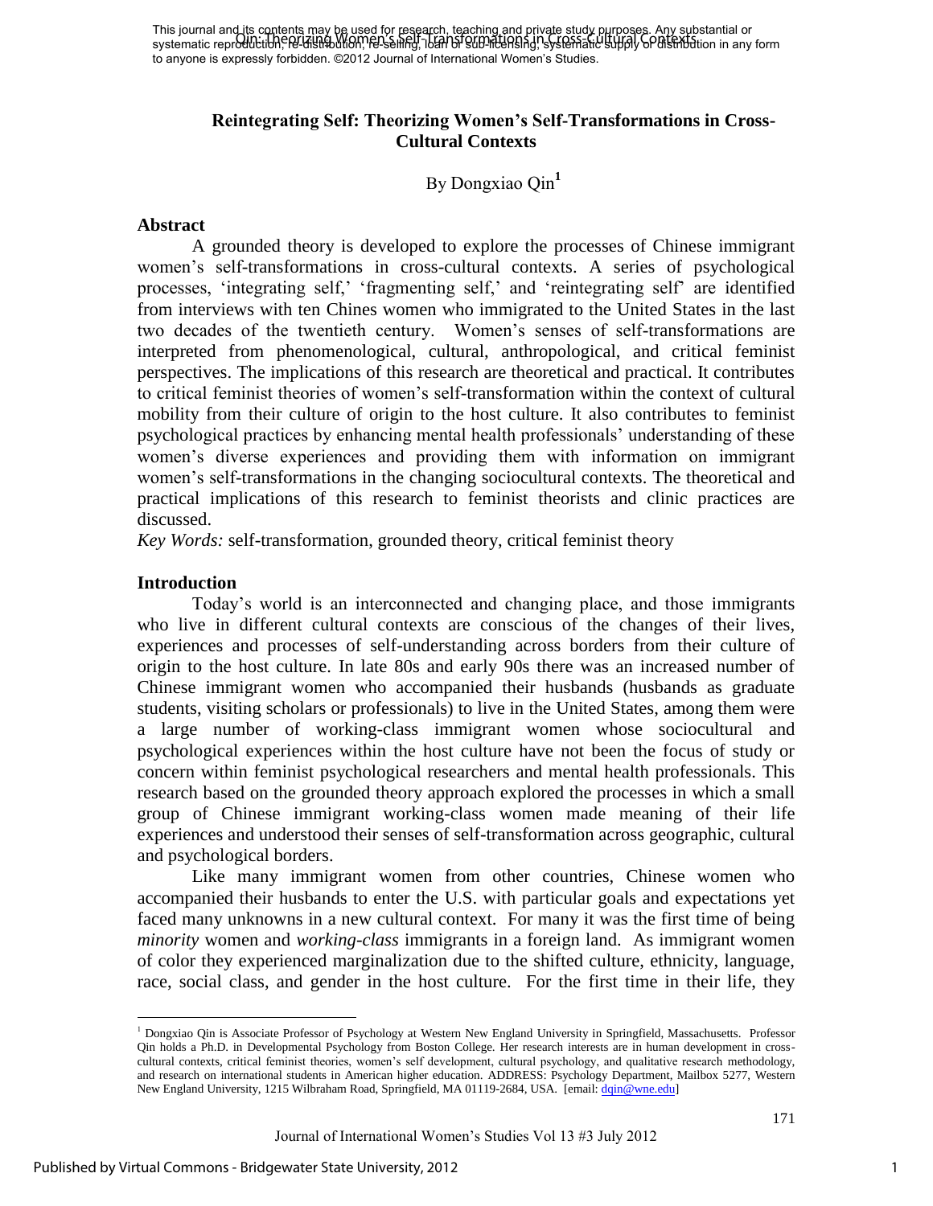This journal and its contents may be used for research, teaching and private study purposes. Any substantial or systematic reproduction, re-distribution, re-selling, loan or sub-licensing, systematic supply or distribution in any form to anyone is expressly forbidden. ©2012 Journal of International Women's Studies.

## Reintegrating Self: Theorizing Women's Self-Transformations in Cross-Cultural Contexts

By Dongxiao Qin[1]

### Abstract

A grounded theory is developed to explore the processes of Chinese immigrant women's self-transformations in cross-cultural contexts. A series of psychological processes, 'integrating self,' 'fragmenting self,' and 'reintegrating self' are identified from interviews with ten Chines women who immigrated to the United States in the last two decades of the twentieth century. Women's senses of self-transformations are interpreted from phenomenological, cultural, anthropological, and critical feminist perspectives. The implications of this research are theoretical and practical. It contributes to critical feminist theories of women's self-transformation within the context of cultural mobility from their culture of origin to the host culture. It also contributes to feminist psychological practices by enhancing mental health professionals' understanding of these women's diverse experiences and providing them with information on immigrant women's self-transformations in the changing sociocultural contexts. The theoretical and practical implications of this research to feminist theorists and clinic practices are discussed.

*Key Words:* self-transformation, grounded theory, critical feminist theory

### Introduction

Today's world is an interconnected and changing place, and those immigrants who live in different cultural contexts are conscious of the changes of their lives, experiences and processes of self-understanding across borders from their culture of origin to the host culture. In late 80s and early 90s there was an increased number of Chinese immigrant women who accompanied their husbands (husbands as graduate students, visiting scholars or professionals) to live in the United States, among them were a large number of working-class immigrant women whose sociocultural and psychological experiences within the host culture have not been the focus of study or concern within feminist psychological researchers and mental health professionals. This research based on the grounded theory approach explored the processes in which a small group of Chinese immigrant working-class women made meaning of their life experiences and understood their senses of self-transformation across geographic, cultural and psychological borders.

Like many immigrant women from other countries, Chinese women who accompanied their husbands to enter the U.S. with particular goals and expectations yet faced many unknowns in a new cultural context. For many it was the first time of being *minority* women and *working-class* immigrants in a foreign land. As immigrant women of color they experienced marginalization due to the shifted culture, ethnicity, language, race, social class, and gender in the host culture. For the first time in their life, they

[1] Dongxiao Qin is Associate Professor of Psychology at Western New England University in Springfield, Massachusetts. Professor Qin holds a Ph.D. in Developmental Psychology from Boston College. Her research interests are in human development in cross-cultural contexts, critical feminist theories, women's self development, cultural psychology, and qualitative research methodology, and research on international students in American higher education. ADDRESS: Psychology Department, Mailbox 5277, Western New England University, 1215 Wilbraham Road, Springfield, MA 01119-2684, USA. [email: dqin@wne.edu]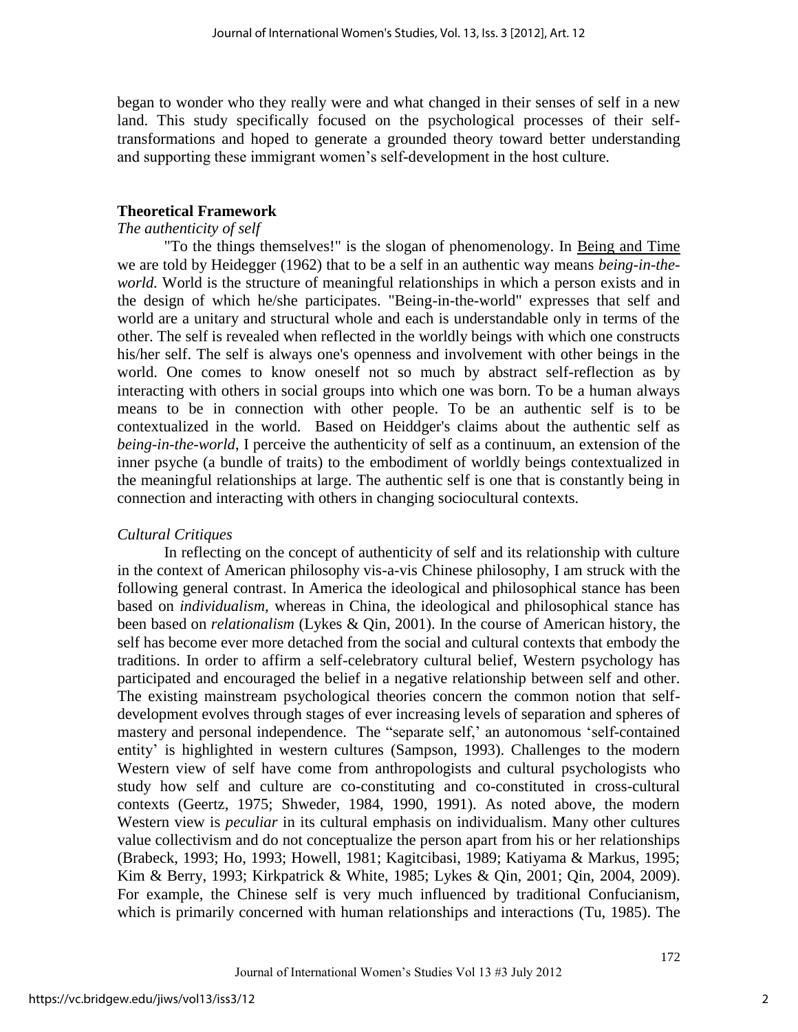began to wonder who they really were and what changed in their senses of self in a new land. This study specifically focused on the psychological processes of their self-transformations and hoped to generate a grounded theory toward better understanding and supporting these immigrant women's self-development in the host culture.

## Theoretical Framework

### *The authenticity of self*

"To the things themselves!" is the slogan of phenomenology. In Being and Time we are told by Heidegger (1962) that to be a self in an authentic way means *being-in-the-world.* World is the structure of meaningful relationships in which a person exists and in the design of which he/she participates. "Being-in-the-world" expresses that self and world are a unitary and structural whole and each is understandable only in terms of the other. The self is revealed when reflected in the worldly beings with which one constructs his/her self. The self is always one's openness and involvement with other beings in the world. One comes to know oneself not so much by abstract self-reflection as by interacting with others in social groups into which one was born. To be a human always means to be in connection with other people. To be an authentic self is to be contextualized in the world. Based on Heiddger's claims about the authentic self as *being-in-the-world,* I perceive the authenticity of self as a continuum, an extension of the inner psyche (a bundle of traits) to the embodiment of worldly beings contextualized in the meaningful relationships at large. The authentic self is one that is constantly being in connection and interacting with others in changing sociocultural contexts.

### *Cultural Critiques*

In reflecting on the concept of authenticity of self and its relationship with culture in the context of American philosophy vis-a-vis Chinese philosophy, I am struck with the following general contrast. In America the ideological and philosophical stance has been based on *individualism,* whereas in China, the ideological and philosophical stance has been based on *relationalism* (Lykes & Qin, 2001). In the course of American history, the self has become ever more detached from the social and cultural contexts that embody the traditions. In order to affirm a self-celebratory cultural belief, Western psychology has participated and encouraged the belief in a negative relationship between self and other. The existing mainstream psychological theories concern the common notion that self-development evolves through stages of ever increasing levels of separation and spheres of mastery and personal independence. The "separate self,' an autonomous 'self-contained entity' is highlighted in western cultures (Sampson, 1993). Challenges to the modern Western view of self have come from anthropologists and cultural psychologists who study how self and culture are co-constituting and co-constituted in cross-cultural contexts (Geertz, 1975; Shweder, 1984, 1990, 1991). As noted above, the modern Western view is *peculiar* in its cultural emphasis on individualism. Many other cultures value collectivism and do not conceptualize the person apart from his or her relationships (Brabeck, 1993; Ho, 1993; Howell, 1981; Kagitcibasi, 1989; Katiyama & Markus, 1995; Kim & Berry, 1993; Kirkpatrick & White, 1985; Lykes & Qin, 2001; Qin, 2004, 2009). For example, the Chinese self is very much influenced by traditional Confucianism, which is primarily concerned with human relationships and interactions (Tu, 1985). The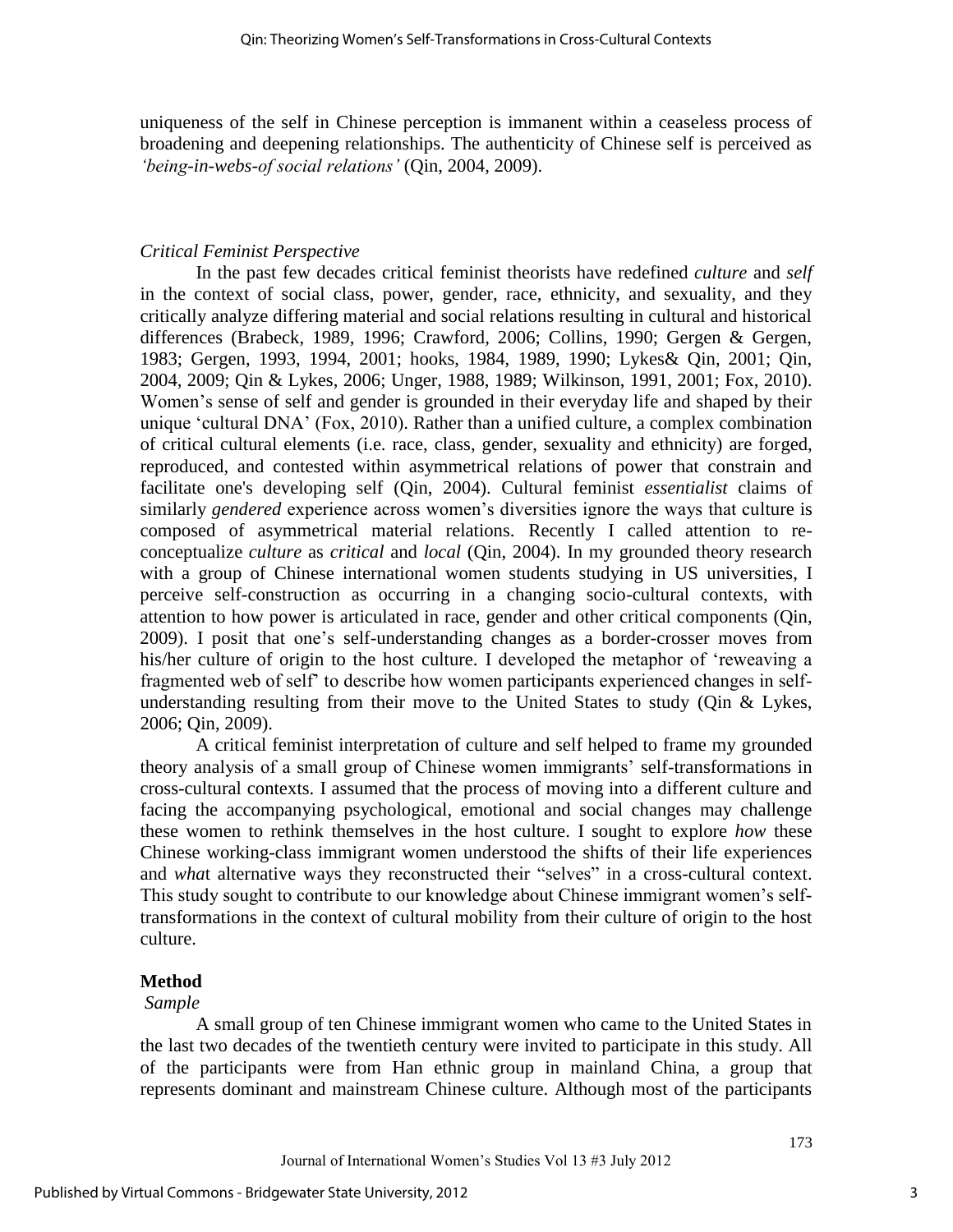uniqueness of the self in Chinese perception is immanent within a ceaseless process of broadening and deepening relationships. The authenticity of Chinese self is perceived as *'being-in-webs-of social relations'* (Qin, 2004, 2009).

### *Critical Feminist Perspective*

In the past few decades critical feminist theorists have redefined *culture* and *self* in the context of social class, power, gender, race, ethnicity, and sexuality, and they critically analyze differing material and social relations resulting in cultural and historical differences (Brabeck, 1989, 1996; Crawford, 2006; Collins, 1990; Gergen & Gergen, 1983; Gergen, 1993, 1994, 2001; hooks, 1984, 1989, 1990; Lykes& Qin, 2001; Qin, 2004, 2009; Qin & Lykes, 2006; Unger, 1988, 1989; Wilkinson, 1991, 2001; Fox, 2010). Women's sense of self and gender is grounded in their everyday life and shaped by their unique 'cultural DNA' (Fox, 2010). Rather than a unified culture, a complex combination of critical cultural elements (i.e. race, class, gender, sexuality and ethnicity) are forged, reproduced, and contested within asymmetrical relations of power that constrain and facilitate one's developing self (Qin, 2004). Cultural feminist *essentialist* claims of similarly *gendered* experience across women's diversities ignore the ways that culture is composed of asymmetrical material relations. Recently I called attention to re-conceptualize *culture* as *critical* and *local* (Qin, 2004). In my grounded theory research with a group of Chinese international women students studying in US universities, I perceive self-construction as occurring in a changing socio-cultural contexts, with attention to how power is articulated in race, gender and other critical components (Qin, 2009). I posit that one's self-understanding changes as a border-crosser moves from his/her culture of origin to the host culture. I developed the metaphor of 'reweaving a fragmented web of self' to describe how women participants experienced changes in self-understanding resulting from their move to the United States to study (Qin & Lykes, 2006; Qin, 2009).

A critical feminist interpretation of culture and self helped to frame my grounded theory analysis of a small group of Chinese women immigrants' self-transformations in cross-cultural contexts. I assumed that the process of moving into a different culture and facing the accompanying psychological, emotional and social changes may challenge these women to rethink themselves in the host culture. I sought to explore *how* these Chinese working-class immigrant women understood the shifts of their life experiences and *wha*t alternative ways they reconstructed their "selves" in a cross-cultural context. This study sought to contribute to our knowledge about Chinese immigrant women's self-transformations in the context of cultural mobility from their culture of origin to the host culture.

## **Method**

### *Sample*

A small group of ten Chinese immigrant women who came to the United States in the last two decades of the twentieth century were invited to participate in this study. All of the participants were from Han ethnic group in mainland China, a group that represents dominant and mainstream Chinese culture. Although most of the participants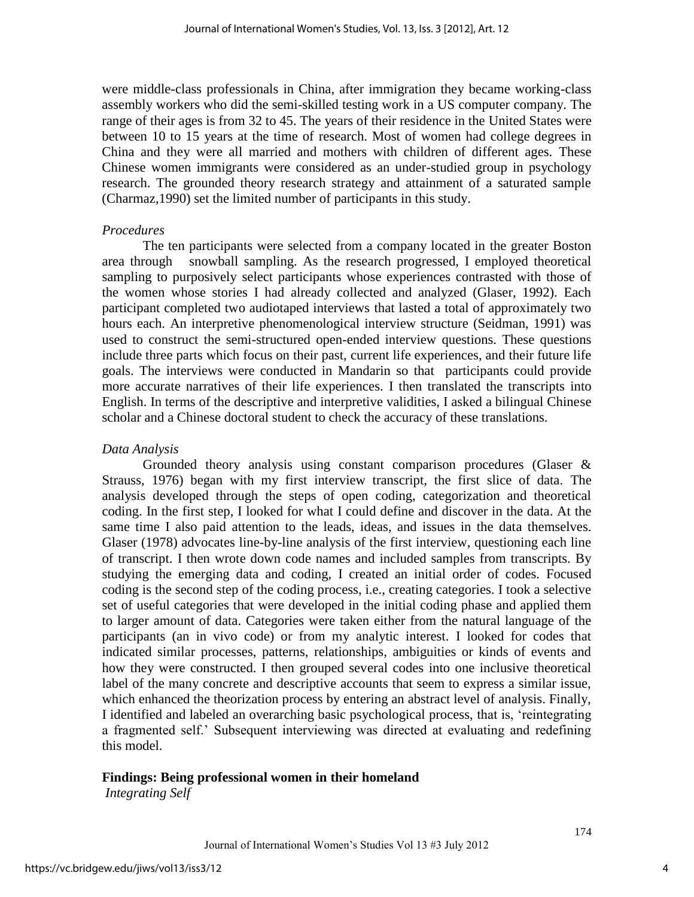were middle-class professionals in China, after immigration they became working-class assembly workers who did the semi-skilled testing work in a US computer company. The range of their ages is from 32 to 45. The years of their residence in the United States were between 10 to 15 years at the time of research. Most of women had college degrees in China and they were all married and mothers with children of different ages. These Chinese women immigrants were considered as an under-studied group in psychology research. The grounded theory research strategy and attainment of a saturated sample (Charmaz,1990) set the limited number of participants in this study.

*Procedures*

The ten participants were selected from a company located in the greater Boston area through snowball sampling. As the research progressed, I employed theoretical sampling to purposively select participants whose experiences contrasted with those of the women whose stories I had already collected and analyzed (Glaser, 1992). Each participant completed two audiotaped interviews that lasted a total of approximately two hours each. An interpretive phenomenological interview structure (Seidman, 1991) was used to construct the semi-structured open-ended interview questions. These questions include three parts which focus on their past, current life experiences, and their future life goals. The interviews were conducted in Mandarin so that participants could provide more accurate narratives of their life experiences. I then translated the transcripts into English. In terms of the descriptive and interpretive validities, I asked a bilingual Chinese scholar and a Chinese doctoral student to check the accuracy of these translations.

*Data Analysis*

Grounded theory analysis using constant comparison procedures (Glaser & Strauss, 1976) began with my first interview transcript, the first slice of data. The analysis developed through the steps of open coding, categorization and theoretical coding. In the first step, I looked for what I could define and discover in the data. At the same time I also paid attention to the leads, ideas, and issues in the data themselves. Glaser (1978) advocates line-by-line analysis of the first interview, questioning each line of transcript. I then wrote down code names and included samples from transcripts. By studying the emerging data and coding, I created an initial order of codes. Focused coding is the second step of the coding process, i.e., creating categories. I took a selective set of useful categories that were developed in the initial coding phase and applied them to larger amount of data. Categories were taken either from the natural language of the participants (an in vivo code) or from my analytic interest. I looked for codes that indicated similar processes, patterns, relationships, ambiguities or kinds of events and how they were constructed. I then grouped several codes into one inclusive theoretical label of the many concrete and descriptive accounts that seem to express a similar issue, which enhanced the theorization process by entering an abstract level of analysis. Finally, I identified and labeled an overarching basic psychological process, that is, 'reintegrating a fragmented self.' Subsequent interviewing was directed at evaluating and redefining this model.

## Findings: Being professional women in their homeland

*Integrating Self*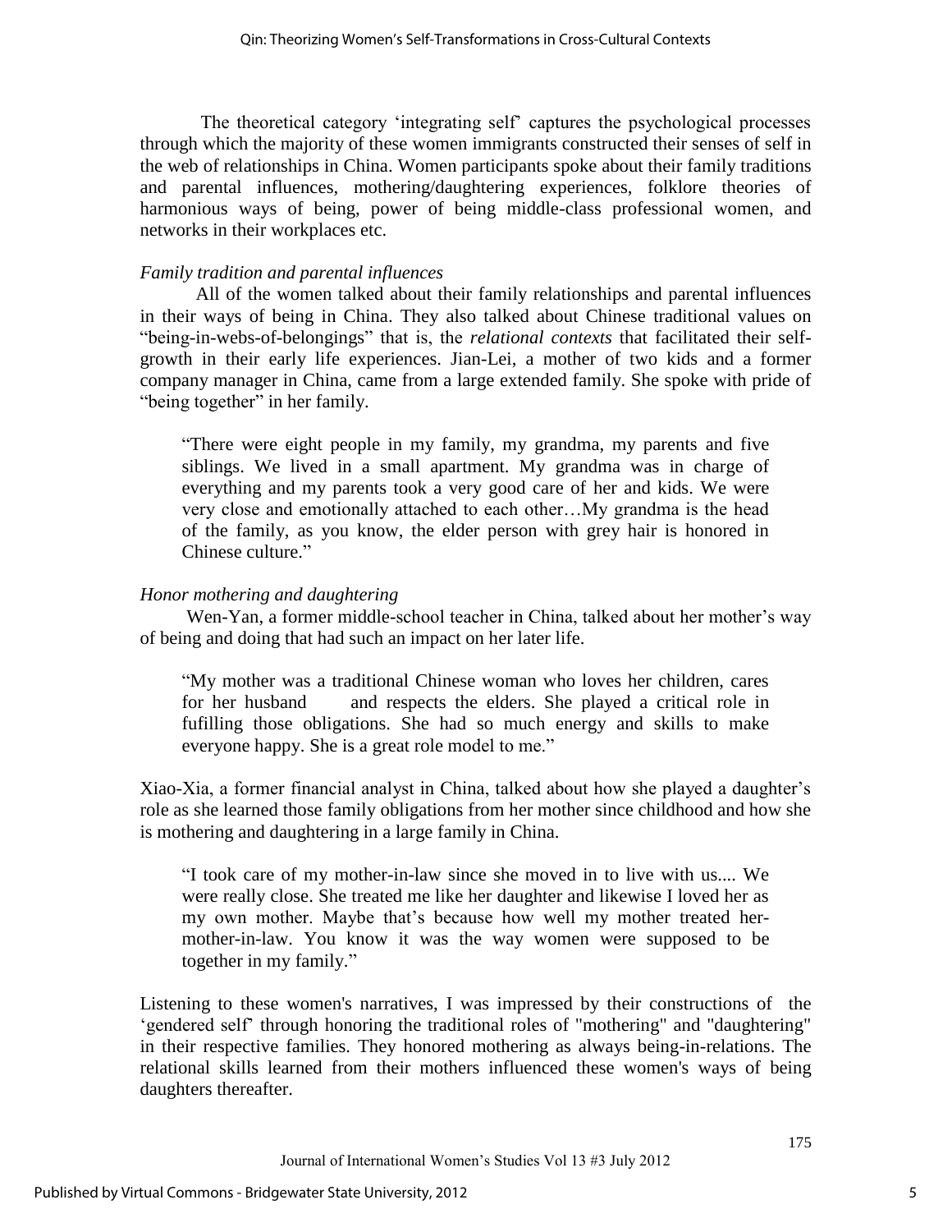The theoretical category 'integrating self' captures the psychological processes through which the majority of these women immigrants constructed their senses of self in the web of relationships in China. Women participants spoke about their family traditions and parental influences, mothering/daughtering experiences, folklore theories of harmonious ways of being, power of being middle-class professional women, and networks in their workplaces etc.

*Family tradition and parental influences*

All of the women talked about their family relationships and parental influences in their ways of being in China. They also talked about Chinese traditional values on "being-in-webs-of-belongings" that is, the *relational contexts* that facilitated their self-growth in their early life experiences. Jian-Lei, a mother of two kids and a former company manager in China, came from a large extended family. She spoke with pride of "being together" in her family.

> "There were eight people in my family, my grandma, my parents and five siblings. We lived in a small apartment. My grandma was in charge of everything and my parents took a very good care of her and kids. We were very close and emotionally attached to each other…My grandma is the head of the family, as you know, the elder person with grey hair is honored in Chinese culture."

*Honor mothering and daughtering*

Wen-Yan, a former middle-school teacher in China, talked about her mother's way of being and doing that had such an impact on her later life.

> "My mother was a traditional Chinese woman who loves her children, cares for her husband and respects the elders. She played a critical role in fufilling those obligations. She had so much energy and skills to make everyone happy. She is a great role model to me."

Xiao-Xia, a former financial analyst in China, talked about how she played a daughter's role as she learned those family obligations from her mother since childhood and how she is mothering and daughtering in a large family in China.

> "I took care of my mother-in-law since she moved in to live with us.... We were really close. She treated me like her daughter and likewise I loved her as my own mother. Maybe that's because how well my mother treated her-mother-in-law. You know it was the way women were supposed to be together in my family."

Listening to these women's narratives, I was impressed by their constructions of the 'gendered self' through honoring the traditional roles of "mothering" and "daughtering" in their respective families. They honored mothering as always being-in-relations. The relational skills learned from their mothers influenced these women's ways of being daughters thereafter.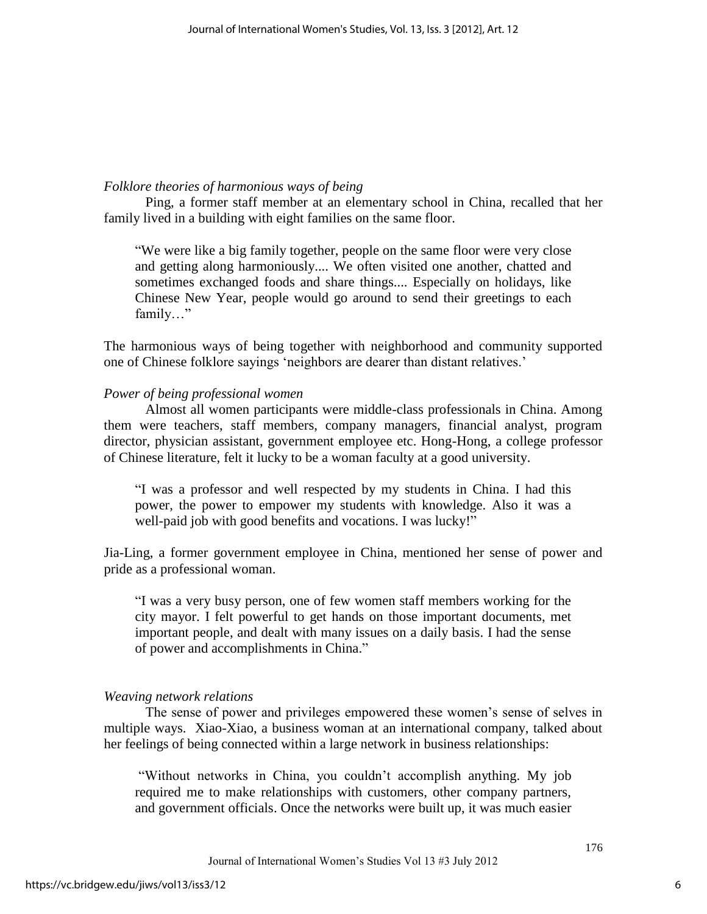*Folklore theories of harmonious ways of being*

Ping, a former staff member at an elementary school in China, recalled that her family lived in a building with eight families on the same floor.

> "We were like a big family together, people on the same floor were very close and getting along harmoniously.... We often visited one another, chatted and sometimes exchanged foods and share things.... Especially on holidays, like Chinese New Year, people would go around to send their greetings to each family…"

The harmonious ways of being together with neighborhood and community supported one of Chinese folklore sayings 'neighbors are dearer than distant relatives.'

*Power of being professional women*

Almost all women participants were middle-class professionals in China. Among them were teachers, staff members, company managers, financial analyst, program director, physician assistant, government employee etc. Hong-Hong, a college professor of Chinese literature, felt it lucky to be a woman faculty at a good university.

> "I was a professor and well respected by my students in China. I had this power, the power to empower my students with knowledge. Also it was a well-paid job with good benefits and vocations. I was lucky!"

Jia-Ling, a former government employee in China, mentioned her sense of power and pride as a professional woman.

> "I was a very busy person, one of few women staff members working for the city mayor. I felt powerful to get hands on those important documents, met important people, and dealt with many issues on a daily basis. I had the sense of power and accomplishments in China."

*Weaving network relations*

The sense of power and privileges empowered these women's sense of selves in multiple ways. Xiao-Xiao, a business woman at an international company, talked about her feelings of being connected within a large network in business relationships:

> "Without networks in China, you couldn't accomplish anything. My job required me to make relationships with customers, other company partners, and government officials. Once the networks were built up, it was much easier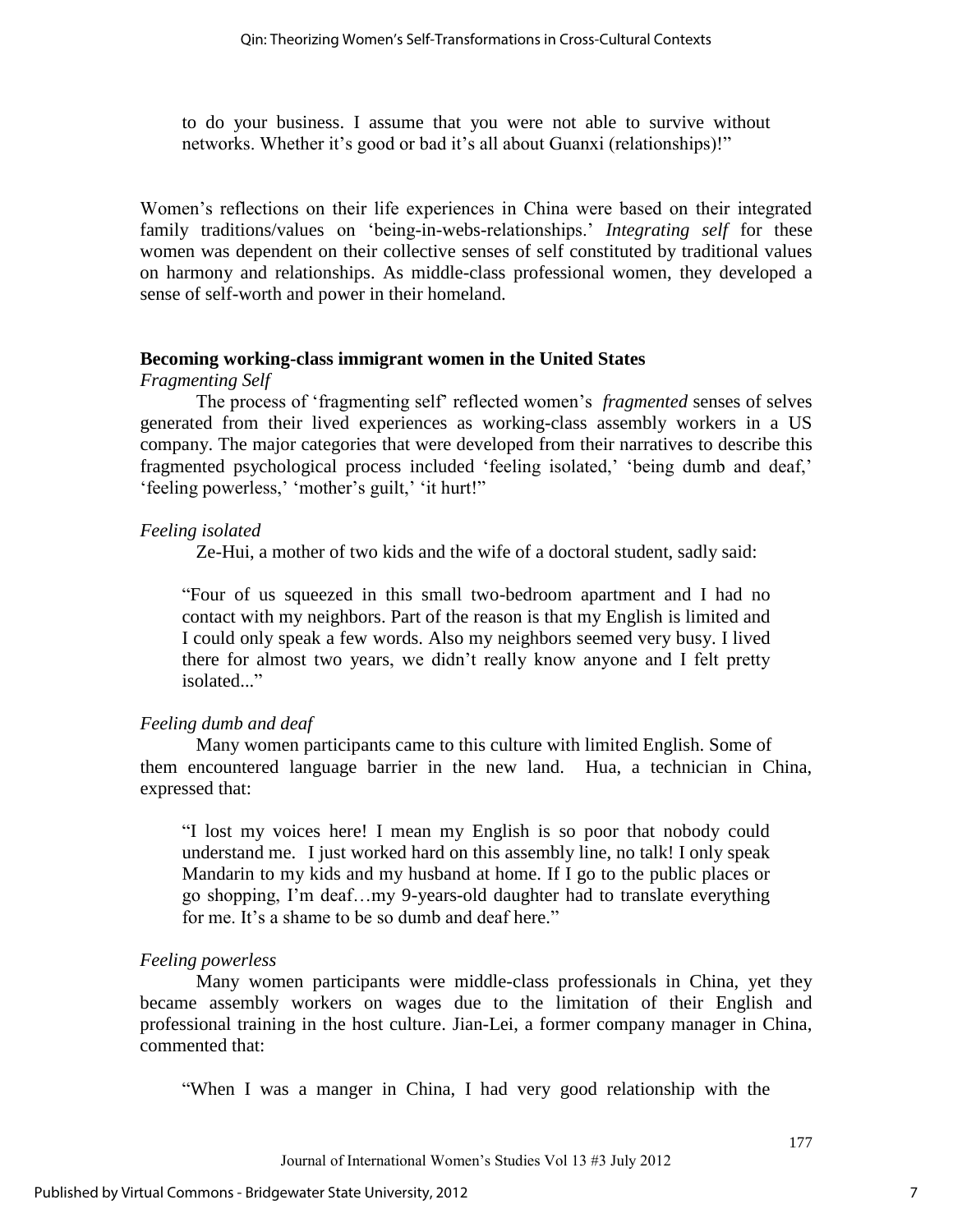> to do your business. I assume that you were not able to survive without networks. Whether it's good or bad it's all about Guanxi (relationships)!"

Women's reflections on their life experiences in China were based on their integrated family traditions/values on 'being-in-webs-relationships.' *Integrating self* for these women was dependent on their collective senses of self constituted by traditional values on harmony and relationships. As middle-class professional women, they developed a sense of self-worth and power in their homeland.

### Becoming working-class immigrant women in the United States

*Fragmenting Self*

The process of 'fragmenting self' reflected women's *fragmented* senses of selves generated from their lived experiences as working-class assembly workers in a US company. The major categories that were developed from their narratives to describe this fragmented psychological process included 'feeling isolated,' 'being dumb and deaf,' 'feeling powerless,' 'mother's guilt,' 'it hurt!"

*Feeling isolated*

Ze-Hui, a mother of two kids and the wife of a doctoral student, sadly said:

> "Four of us squeezed in this small two-bedroom apartment and I had no contact with my neighbors. Part of the reason is that my English is limited and I could only speak a few words. Also my neighbors seemed very busy. I lived there for almost two years, we didn't really know anyone and I felt pretty isolated..."

*Feeling dumb and deaf*

Many women participants came to this culture with limited English. Some of them encountered language barrier in the new land. Hua, a technician in China, expressed that:

> "I lost my voices here! I mean my English is so poor that nobody could understand me. I just worked hard on this assembly line, no talk! I only speak Mandarin to my kids and my husband at home. If I go to the public places or go shopping, I'm deaf…my 9-years-old daughter had to translate everything for me. It's a shame to be so dumb and deaf here."

*Feeling powerless*

Many women participants were middle-class professionals in China, yet they became assembly workers on wages due to the limitation of their English and professional training in the host culture. Jian-Lei, a former company manager in China, commented that:

> "When I was a manger in China, I had very good relationship with the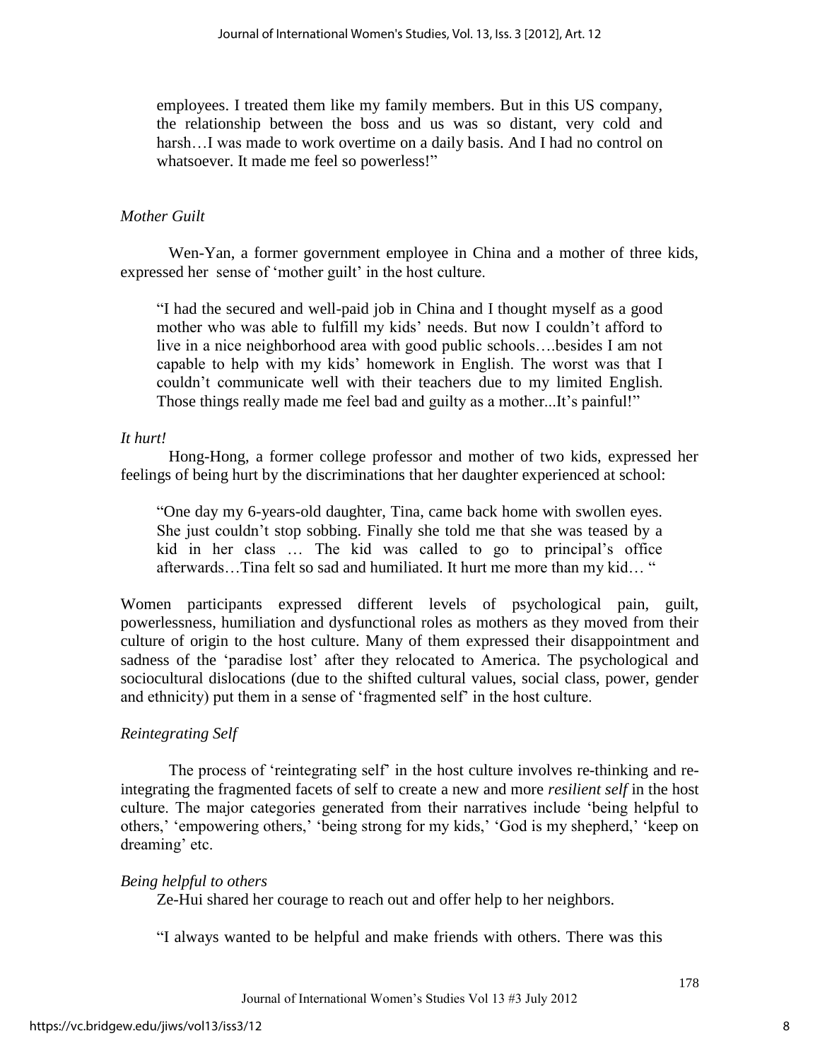> employees. I treated them like my family members. But in this US company, the relationship between the boss and us was so distant, very cold and harsh…I was made to work overtime on a daily basis. And I had no control on whatsoever. It made me feel so powerless!"

*Mother Guilt*

Wen-Yan, a former government employee in China and a mother of three kids, expressed her sense of 'mother guilt' in the host culture.

> "I had the secured and well-paid job in China and I thought myself as a good mother who was able to fulfill my kids' needs. But now I couldn't afford to live in a nice neighborhood area with good public schools….besides I am not capable to help with my kids' homework in English. The worst was that I couldn't communicate well with their teachers due to my limited English. Those things really made me feel bad and guilty as a mother...It's painful!"

*It hurt!*

Hong-Hong, a former college professor and mother of two kids, expressed her feelings of being hurt by the discriminations that her daughter experienced at school:

> "One day my 6-years-old daughter, Tina, came back home with swollen eyes. She just couldn't stop sobbing. Finally she told me that she was teased by a kid in her class … The kid was called to go to principal's office afterwards…Tina felt so sad and humiliated. It hurt me more than my kid… "

Women participants expressed different levels of psychological pain, guilt, powerlessness, humiliation and dysfunctional roles as mothers as they moved from their culture of origin to the host culture. Many of them expressed their disappointment and sadness of the 'paradise lost' after they relocated to America. The psychological and sociocultural dislocations (due to the shifted cultural values, social class, power, gender and ethnicity) put them in a sense of 'fragmented self' in the host culture.

*Reintegrating Self*

The process of 'reintegrating self' in the host culture involves re-thinking and re-integrating the fragmented facets of self to create a new and more *resilient self* in the host culture. The major categories generated from their narratives include 'being helpful to others,' 'empowering others,' 'being strong for my kids,' 'God is my shepherd,' 'keep on dreaming' etc.

*Being helpful to others*

Ze-Hui shared her courage to reach out and offer help to her neighbors.

> "I always wanted to be helpful and make friends with others. There was this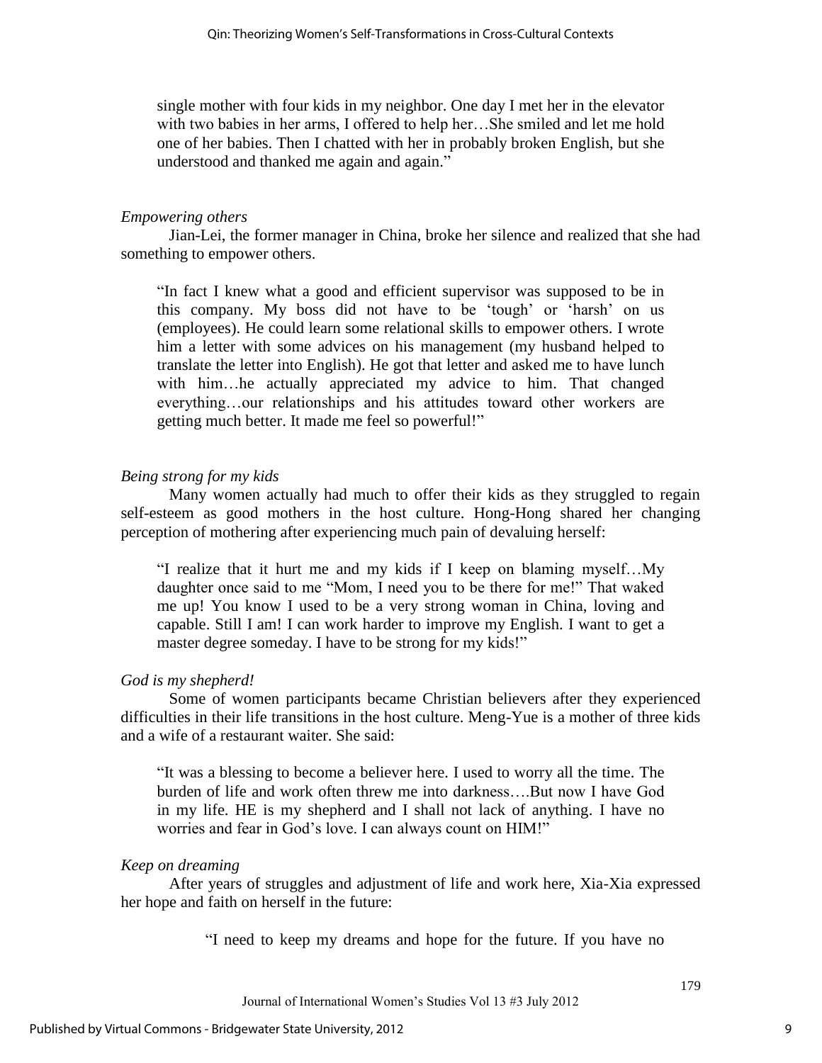single mother with four kids in my neighbor. One day I met her in the elevator with two babies in her arms, I offered to help her…She smiled and let me hold one of her babies. Then I chatted with her in probably broken English, but she understood and thanked me again and again."

*Empowering others*

Jian-Lei, the former manager in China, broke her silence and realized that she had something to empower others.

> "In fact I knew what a good and efficient supervisor was supposed to be in this company. My boss did not have to be 'tough' or 'harsh' on us (employees). He could learn some relational skills to empower others. I wrote him a letter with some advices on his management (my husband helped to translate the letter into English). He got that letter and asked me to have lunch with him…he actually appreciated my advice to him. That changed everything…our relationships and his attitudes toward other workers are getting much better. It made me feel so powerful!"

*Being strong for my kids*

Many women actually had much to offer their kids as they struggled to regain self-esteem as good mothers in the host culture. Hong-Hong shared her changing perception of mothering after experiencing much pain of devaluing herself:

> "I realize that it hurt me and my kids if I keep on blaming myself…My daughter once said to me "Mom, I need you to be there for me!" That waked me up! You know I used to be a very strong woman in China, loving and capable. Still I am! I can work harder to improve my English. I want to get a master degree someday. I have to be strong for my kids!"

*God is my shepherd!*

Some of women participants became Christian believers after they experienced difficulties in their life transitions in the host culture. Meng-Yue is a mother of three kids and a wife of a restaurant waiter. She said:

> "It was a blessing to become a believer here. I used to worry all the time. The burden of life and work often threw me into darkness….But now I have God in my life. HE is my shepherd and I shall not lack of anything. I have no worries and fear in God's love. I can always count on HIM!"

*Keep on dreaming*

After years of struggles and adjustment of life and work here, Xia-Xia expressed her hope and faith on herself in the future:

> "I need to keep my dreams and hope for the future. If you have no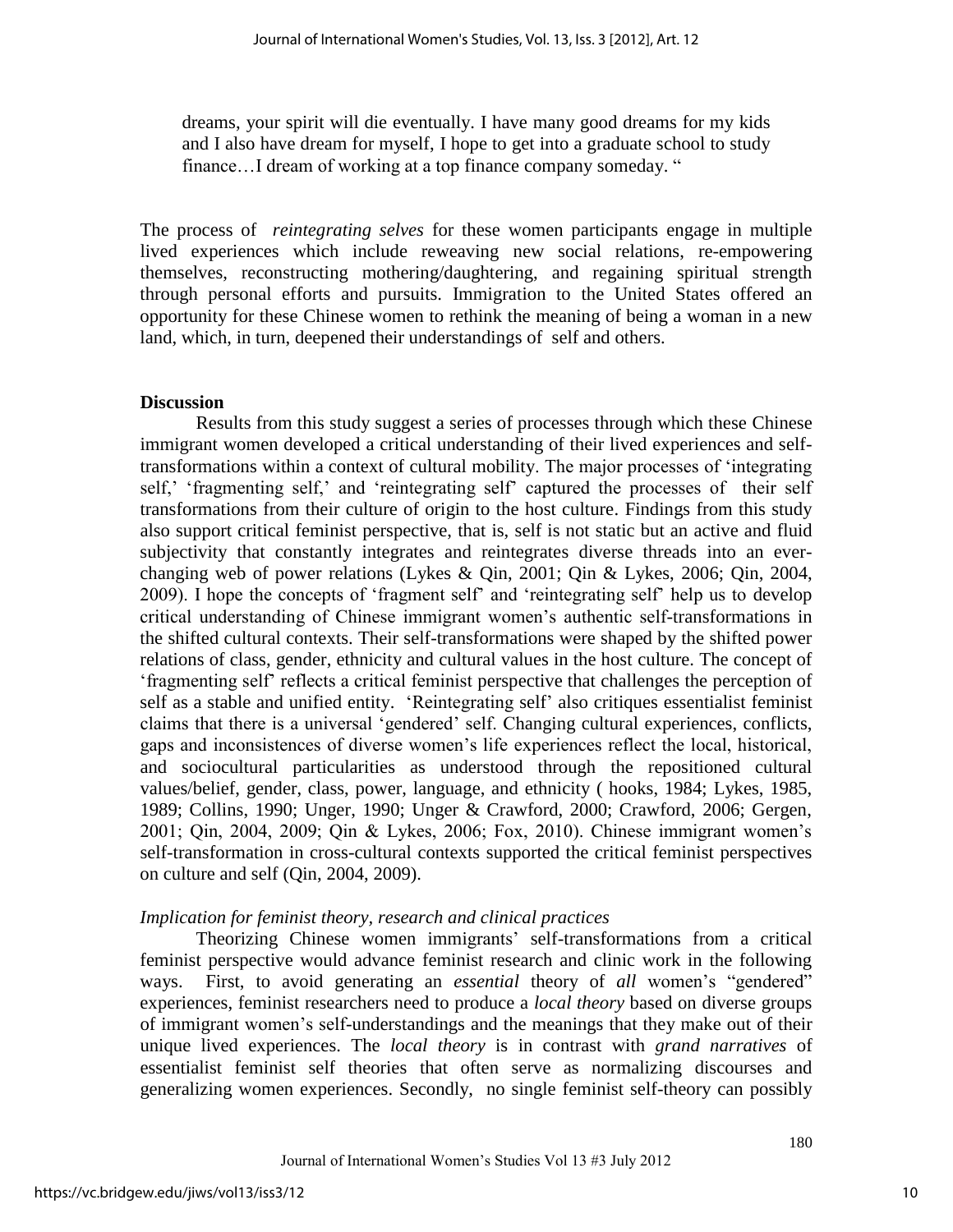dreams, your spirit will die eventually. I have many good dreams for my kids and I also have dream for myself, I hope to get into a graduate school to study finance…I dream of working at a top finance company someday. "

The process of *reintegrating selves* for these women participants engage in multiple lived experiences which include reweaving new social relations, re-empowering themselves, reconstructing mothering/daughtering, and regaining spiritual strength through personal efforts and pursuits. Immigration to the United States offered an opportunity for these Chinese women to rethink the meaning of being a woman in a new land, which, in turn, deepened their understandings of self and others.

## Discussion

Results from this study suggest a series of processes through which these Chinese immigrant women developed a critical understanding of their lived experiences and self-transformations within a context of cultural mobility. The major processes of 'integrating self,' 'fragmenting self,' and 'reintegrating self' captured the processes of their self transformations from their culture of origin to the host culture. Findings from this study also support critical feminist perspective, that is, self is not static but an active and fluid subjectivity that constantly integrates and reintegrates diverse threads into an ever-changing web of power relations (Lykes & Qin, 2001; Qin & Lykes, 2006; Qin, 2004, 2009). I hope the concepts of 'fragment self' and 'reintegrating self' help us to develop critical understanding of Chinese immigrant women's authentic self-transformations in the shifted cultural contexts. Their self-transformations were shaped by the shifted power relations of class, gender, ethnicity and cultural values in the host culture. The concept of 'fragmenting self' reflects a critical feminist perspective that challenges the perception of self as a stable and unified entity. 'Reintegrating self' also critiques essentialist feminist claims that there is a universal 'gendered' self. Changing cultural experiences, conflicts, gaps and inconsistences of diverse women's life experiences reflect the local, historical, and sociocultural particularities as understood through the repositioned cultural values/belief, gender, class, power, language, and ethnicity ( hooks, 1984; Lykes, 1985, 1989; Collins, 1990; Unger, 1990; Unger & Crawford, 2000; Crawford, 2006; Gergen, 2001; Qin, 2004, 2009; Qin & Lykes, 2006; Fox, 2010). Chinese immigrant women's self-transformation in cross-cultural contexts supported the critical feminist perspectives on culture and self (Qin, 2004, 2009).

### *Implication for feminist theory, research and clinical practices*

Theorizing Chinese women immigrants' self-transformations from a critical feminist perspective would advance feminist research and clinic work in the following ways. First, to avoid generating an *essential* theory of *all* women's "gendered" experiences, feminist researchers need to produce a *local theory* based on diverse groups of immigrant women's self-understandings and the meanings that they make out of their unique lived experiences. The *local theory* is in contrast with *grand narratives* of essentialist feminist self theories that often serve as normalizing discourses and generalizing women experiences. Secondly, no single feminist self-theory can possibly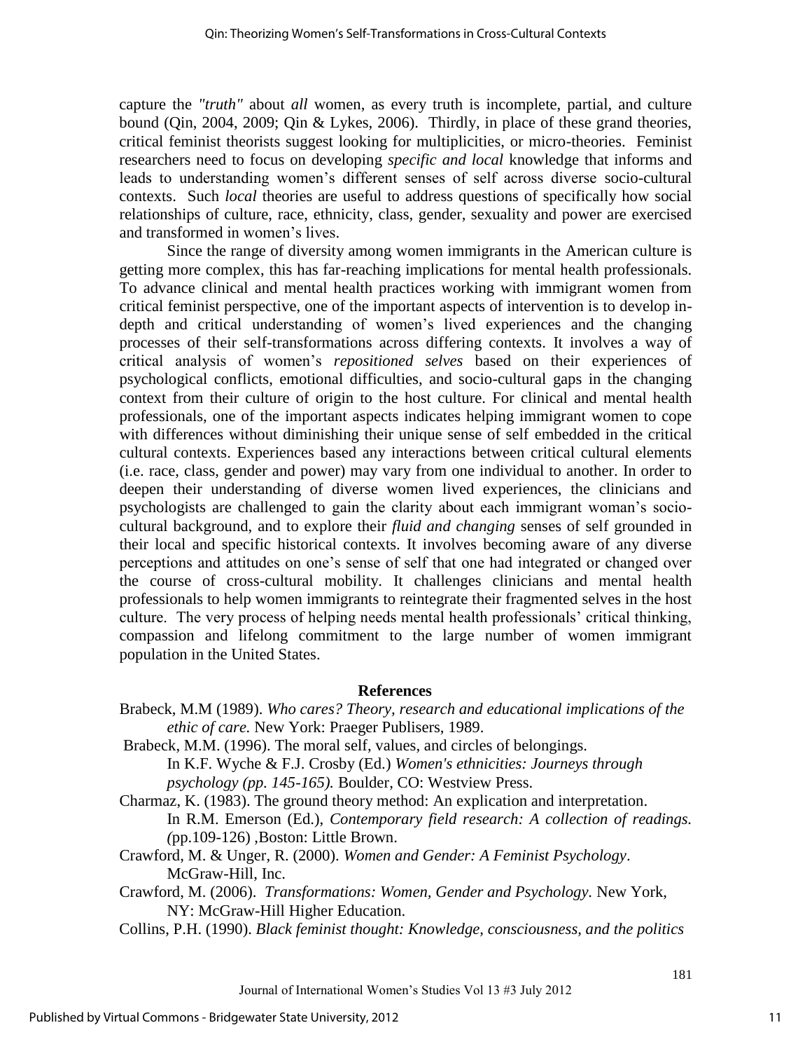capture the *"truth"* about *all* women, as every truth is incomplete, partial, and culture bound (Qin, 2004, 2009; Qin & Lykes, 2006). Thirdly, in place of these grand theories, critical feminist theorists suggest looking for multiplicities, or micro-theories. Feminist researchers need to focus on developing *specific and local* knowledge that informs and leads to understanding women's different senses of self across diverse socio-cultural contexts. Such *local* theories are useful to address questions of specifically how social relationships of culture, race, ethnicity, class, gender, sexuality and power are exercised and transformed in women's lives.

Since the range of diversity among women immigrants in the American culture is getting more complex, this has far-reaching implications for mental health professionals. To advance clinical and mental health practices working with immigrant women from critical feminist perspective, one of the important aspects of intervention is to develop in-depth and critical understanding of women's lived experiences and the changing processes of their self-transformations across differing contexts. It involves a way of critical analysis of women's *repositioned selves* based on their experiences of psychological conflicts, emotional difficulties, and socio-cultural gaps in the changing context from their culture of origin to the host culture. For clinical and mental health professionals, one of the important aspects indicates helping immigrant women to cope with differences without diminishing their unique sense of self embedded in the critical cultural contexts. Experiences based any interactions between critical cultural elements (i.e. race, class, gender and power) may vary from one individual to another. In order to deepen their understanding of diverse women lived experiences, the clinicians and psychologists are challenged to gain the clarity about each immigrant woman's socio-cultural background, and to explore their *fluid and changing* senses of self grounded in their local and specific historical contexts. It involves becoming aware of any diverse perceptions and attitudes on one's sense of self that one had integrated or changed over the course of cross-cultural mobility. It challenges clinicians and mental health professionals to help women immigrants to reintegrate their fragmented selves in the host culture. The very process of helping needs mental health professionals' critical thinking, compassion and lifelong commitment to the large number of women immigrant population in the United States.

## References

Brabeck, M.M (1989). *Who cares? Theory, research and educational implications of the ethic of care.* New York: Praeger Publisers, 1989.

Brabeck, M.M. (1996). The moral self, values, and circles of belongings. In K.F. Wyche & F.J. Crosby (Ed.) *Women's ethnicities: Journeys through psychology (pp. 145-165).* Boulder, CO: Westview Press.

Charmaz, K. (1983). The ground theory method: An explication and interpretation. In R.M. Emerson (Ed.), *Contemporary field research: A collection of readings. (*pp.109-126) ,Boston: Little Brown.

Crawford, M. & Unger, R. (2000). *Women and Gender: A Feminist Psychology*. McGraw-Hill, Inc.

Crawford, M. (2006). *Transformations: Women, Gender and Psychology.* New York, NY: McGraw-Hill Higher Education.

Collins, P.H. (1990). *Black feminist thought: Knowledge, consciousness, and the politics*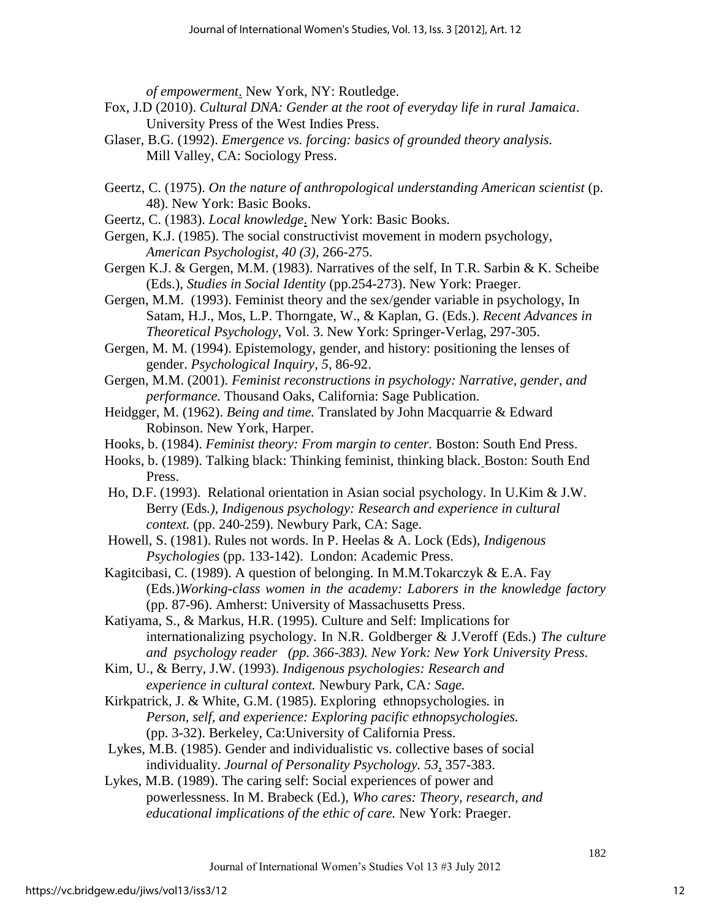*of empowerment*. New York, NY: Routledge.

Fox, J.D (2010). *Cultural DNA: Gender at the root of everyday life in rural Jamaica*. University Press of the West Indies Press.

Glaser, B.G. (1992). *Emergence vs. forcing: basics of grounded theory analysis.* Mill Valley, CA: Sociology Press.

Geertz, C. (1975). *On the nature of anthropological understanding American scientist* (p. 48). New York: Basic Books.

Geertz, C. (1983). *Local knowledge*. New York: Basic Books.

Gergen, K.J. (1985). The social constructivist movement in modern psychology, *American Psychologist, 40 (3),* 266-275.

Gergen K.J. & Gergen, M.M. (1983). Narratives of the self, In T.R. Sarbin & K. Scheibe (Eds.), *Studies in Social Identity* (pp.254-273). New York: Praeger.

Gergen, M.M. (1993). Feminist theory and the sex/gender variable in psychology, In Satam, H.J., Mos, L.P. Thorngate, W., & Kaplan, G. (Eds.). *Recent Advances in Theoretical Psychology*, Vol. 3. New York: Springer-Verlag, 297-305.

Gergen, M. M. (1994). Epistemology, gender, and history: positioning the lenses of gender. *Psychological Inquiry, 5*, 86-92.

Gergen, M.M. (2001). *Feminist reconstructions in psychology: Narrative, gender, and performance.* Thousand Oaks, California: Sage Publication.

Heidgger, M. (1962). *Being and time.* Translated by John Macquarrie & Edward Robinson. New York, Harper.

Hooks, b. (1984). *Feminist theory: From margin to center.* Boston: South End Press.

Hooks, b. (1989). Talking black: Thinking feminist, thinking black. Boston: South End Press.

Ho, D.F. (1993). Relational orientation in Asian social psychology. In U.Kim & J.W. Berry (Eds*.), Indigenous psychology: Research and experience in cultural context.* (pp. 240-259). Newbury Park, CA: Sage.

Howell, S. (1981). Rules not words. In P. Heelas & A. Lock (Eds), *Indigenous Psychologies* (pp. 133-142). London: Academic Press.

Kagitcibasi, C. (1989). A question of belonging. In M.M.Tokarczyk & E.A. Fay (Eds.)*Working-class women in the academy: Laborers in the knowledge factory* (pp. 87-96). Amherst: University of Massachusetts Press.

Katiyama, S., & Markus, H.R. (1995). Culture and Self: Implications for internationalizing psychology. In N.R. Goldberger & J.Veroff (Eds.) *The culture and psychology reader (pp. 366-383). New York: New York University Press.*

Kim, U., & Berry, J.W. (1993). *Indigenous psychologies: Research and experience in cultural context.* Newbury Park, CA*: Sage.*

Kirkpatrick, J. & White, G.M. (1985). Exploring ethnopsychologies*.* in *Person, self, and experience: Exploring pacific ethnopsychologies.* (pp. 3-32). Berkeley, Ca:University of California Press.

Lykes, M.B. (1985). Gender and individualistic vs. collective bases of social individuality. *Journal of Personality Psychology. 53*, 357-383.

Lykes, M.B. (1989). The caring self: Social experiences of power and powerlessness. In M. Brabeck (Ed.), *Who cares: Theory, research, and educational implications of the ethic of care.* New York: Praeger.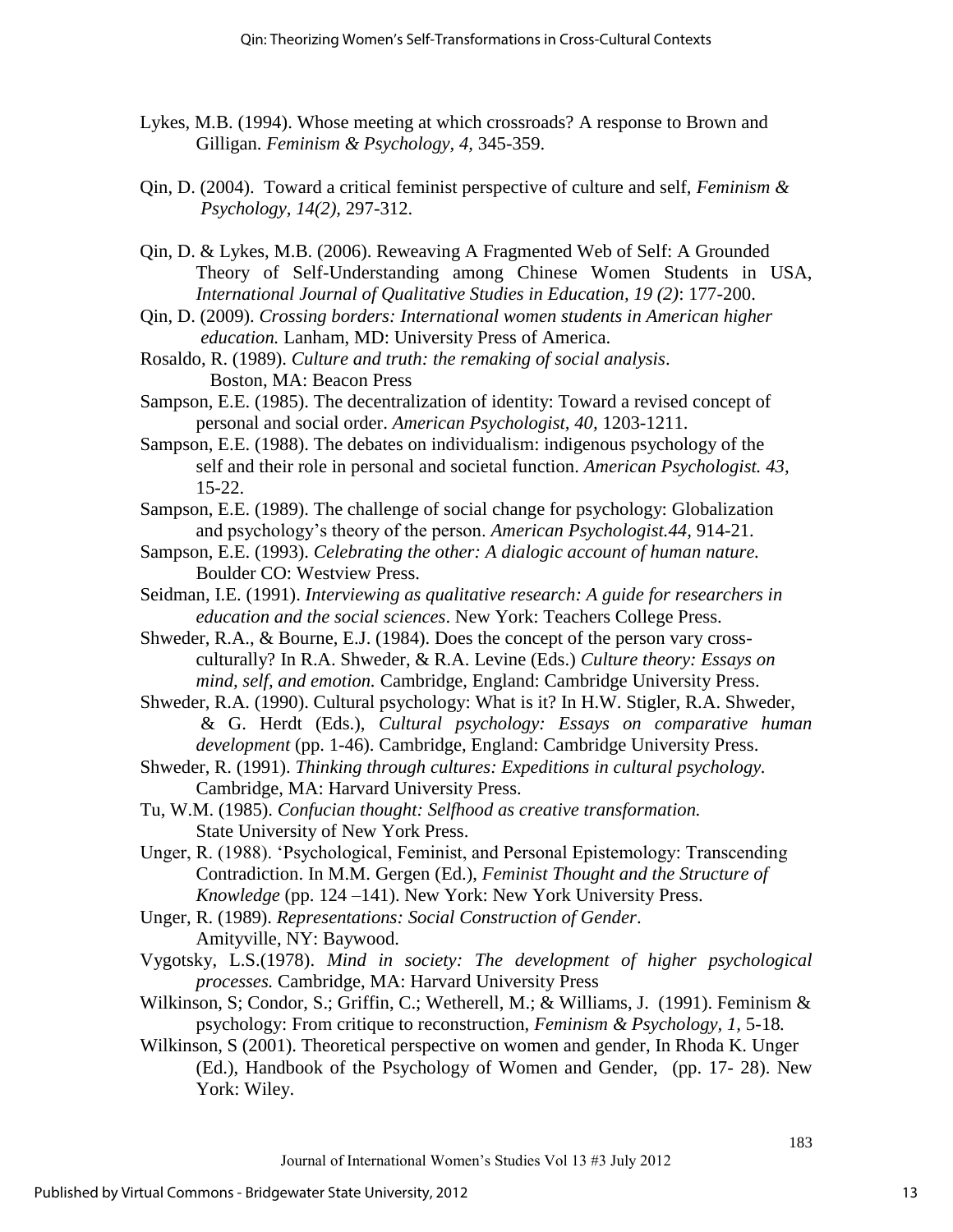Lykes, M.B. (1994). Whose meeting at which crossroads? A response to Brown and Gilligan. *Feminism & Psychology, 4,* 345-359.

Qin, D. (2004). Toward a critical feminist perspective of culture and self, *Feminism & Psychology, 14(2),* 297-312.

Qin, D. & Lykes, M.B. (2006). Reweaving A Fragmented Web of Self: A Grounded Theory of Self-Understanding among Chinese Women Students in USA, *International Journal of Qualitative Studies in Education, 19 (2)*: 177-200.

Qin, D. (2009). *Crossing borders: International women students in American higher education.* Lanham, MD: University Press of America.

Rosaldo, R. (1989). *Culture and truth: the remaking of social analysis*. Boston, MA: Beacon Press

Sampson, E.E. (1985). The decentralization of identity: Toward a revised concept of personal and social order. *American Psychologist, 40,* 1203-1211.

Sampson, E.E. (1988). The debates on individualism: indigenous psychology of the self and their role in personal and societal function. *American Psychologist. 43,* 15-22.

Sampson, E.E. (1989). The challenge of social change for psychology: Globalization and psychology's theory of the person. *American Psychologist.44,* 914-21.

Sampson, E.E. (1993). *Celebrating the other: A dialogic account of human nature.* Boulder CO: Westview Press.

Seidman, I.E. (1991). *Interviewing as qualitative research: A guide for researchers in education and the social sciences*. New York: Teachers College Press.

Shweder, R.A., & Bourne, E.J. (1984). Does the concept of the person vary cross-culturally? In R.A. Shweder, & R.A. Levine (Eds.) *Culture theory: Essays on mind, self, and emotion.* Cambridge, England: Cambridge University Press.

Shweder, R.A. (1990). Cultural psychology: What is it? In H.W. Stigler, R.A. Shweder, & G. Herdt (Eds.), *Cultural psychology: Essays on comparative human development* (pp. 1-46). Cambridge, England: Cambridge University Press.

Shweder, R. (1991). *Thinking through cultures: Expeditions in cultural psychology.* Cambridge, MA: Harvard University Press.

Tu, W.M. (1985). *Confucian thought: Selfhood as creative transformation.* State University of New York Press.

Unger, R. (1988). 'Psychological, Feminist, and Personal Epistemology: Transcending Contradiction. In M.M. Gergen (Ed.), *Feminist Thought and the Structure of Knowledge* (pp. 124 –141). New York: New York University Press.

Unger, R. (1989). *Representations: Social Construction of Gender*. Amityville, NY: Baywood.

Vygotsky, L.S.(1978). *Mind in society: The development of higher psychological processes.* Cambridge, MA: Harvard University Press

Wilkinson, S; Condor, S.; Griffin, C.; Wetherell, M.; & Williams, J. (1991). Feminism & psychology: From critique to reconstruction, *Feminism & Psychology, 1,* 5-18*.*

Wilkinson, S (2001). Theoretical perspective on women and gender, In Rhoda K. Unger (Ed.), Handbook of the Psychology of Women and Gender, (pp. 17- 28). New York: Wiley.